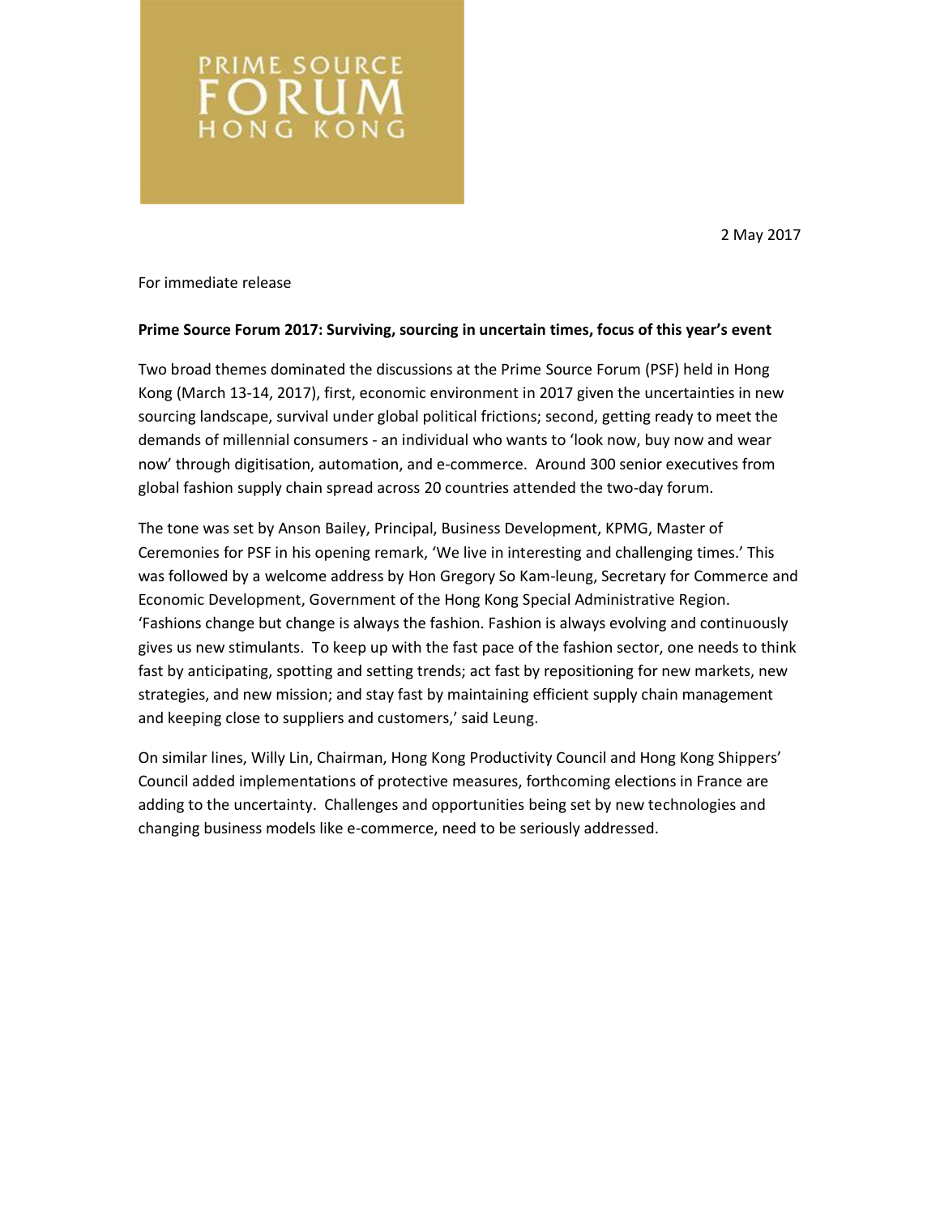PRIME SOURCE FORUM HONG KONG

2 May 2017

For immediate release

**Prime Source Forum 2017: Surviving, sourcing in uncertain times, focus of this year's event**

Two broad themes dominated the discussions at the Prime Source Forum (PSF) held in Hong Kong (March 13-14, 2017), first, economic environment in 2017 given the uncertainties in new sourcing landscape, survival under global political frictions; second, getting ready to meet the demands of millennial consumers - an individual who wants to 'look now, buy now and wear now' through digitisation, automation, and e-commerce. Around 300 senior executives from global fashion supply chain spread across 20 countries attended the two-day forum.

The tone was set by Anson Bailey, Principal, Business Development, KPMG, Master of Ceremonies for PSF in his opening remark, 'We live in interesting and challenging times.' This was followed by a welcome address by Hon Gregory So Kam-leung, Secretary for Commerce and Economic Development, Government of the Hong Kong Special Administrative Region. 'Fashions change but change is always the fashion. Fashion is always evolving and continuously gives us new stimulants. To keep up with the fast pace of the fashion sector, one needs to think fast by anticipating, spotting and setting trends; act fast by repositioning for new markets, new strategies, and new mission; and stay fast by maintaining efficient supply chain management and keeping close to suppliers and customers,' said Leung.

On similar lines, Willy Lin, Chairman, Hong Kong Productivity Council and Hong Kong Shippers' Council added implementations of protective measures, forthcoming elections in France are adding to the uncertainty. Challenges and opportunities being set by new technologies and changing business models like e-commerce, need to be seriously addressed.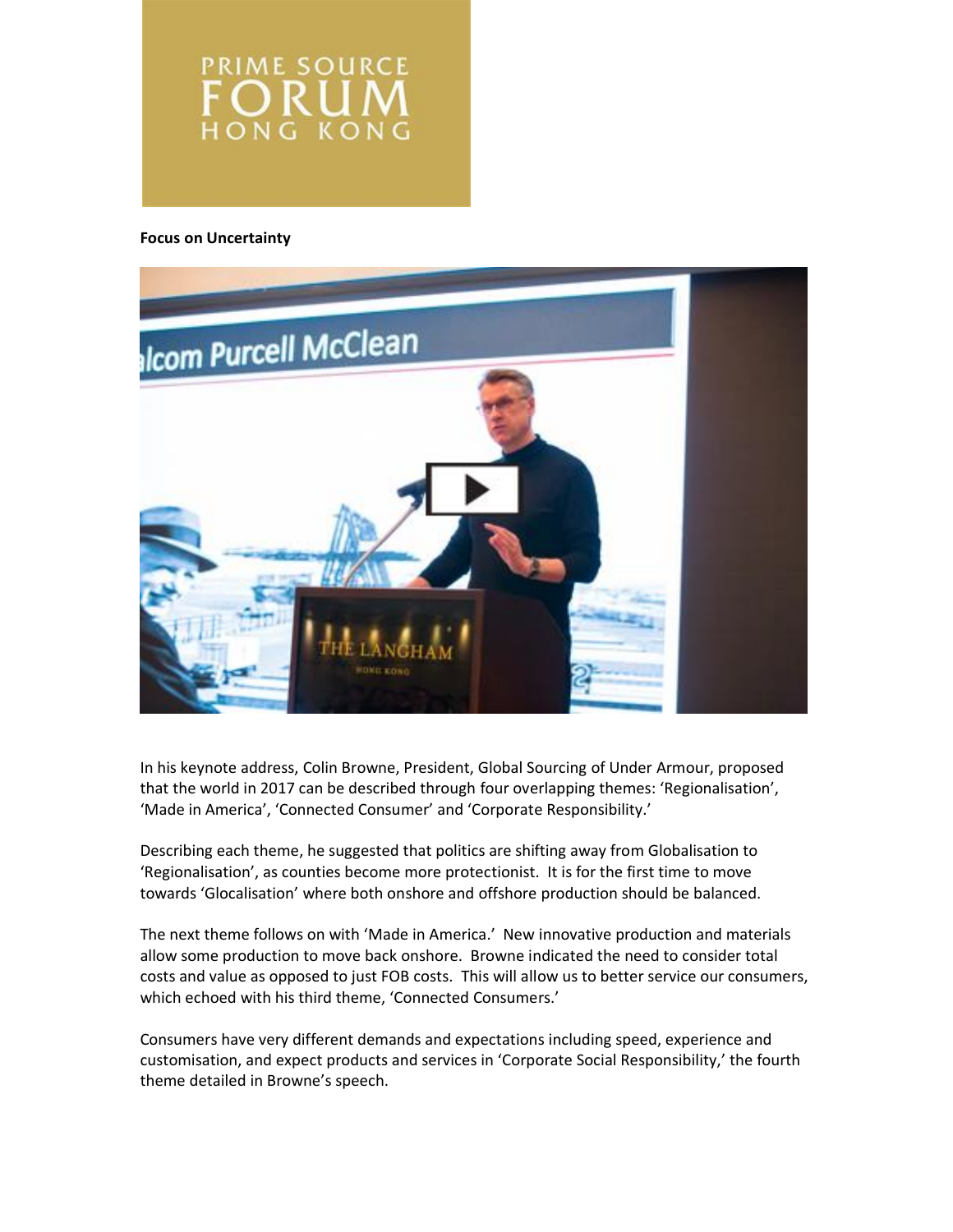**Focus on Uncertainty**

In his keynote address, Colin Browne, President, Global Sourcing of Under Armour, proposed that the world in 2017 can be described through four overlapping themes: 'Regionalisation', 'Made in America', 'Connected Consumer' and 'Corporate Responsibility.'

Describing each theme, he suggested that politics are shifting away from Globalisation to 'Regionalisation', as counties become more protectionist. It is for the first time to move towards 'Glocalisation' where both onshore and offshore production should be balanced.

The next theme follows on with 'Made in America.' New innovative production and materials allow some production to move back onshore. Browne indicated the need to consider total costs and value as opposed to just FOB costs. This will allow us to better service our consumers, which echoed with his third theme, 'Connected Consumers.'

Consumers have very different demands and expectations including speed, experience and customisation, and expect products and services in 'Corporate Social Responsibility,' the fourth theme detailed in Browne's speech.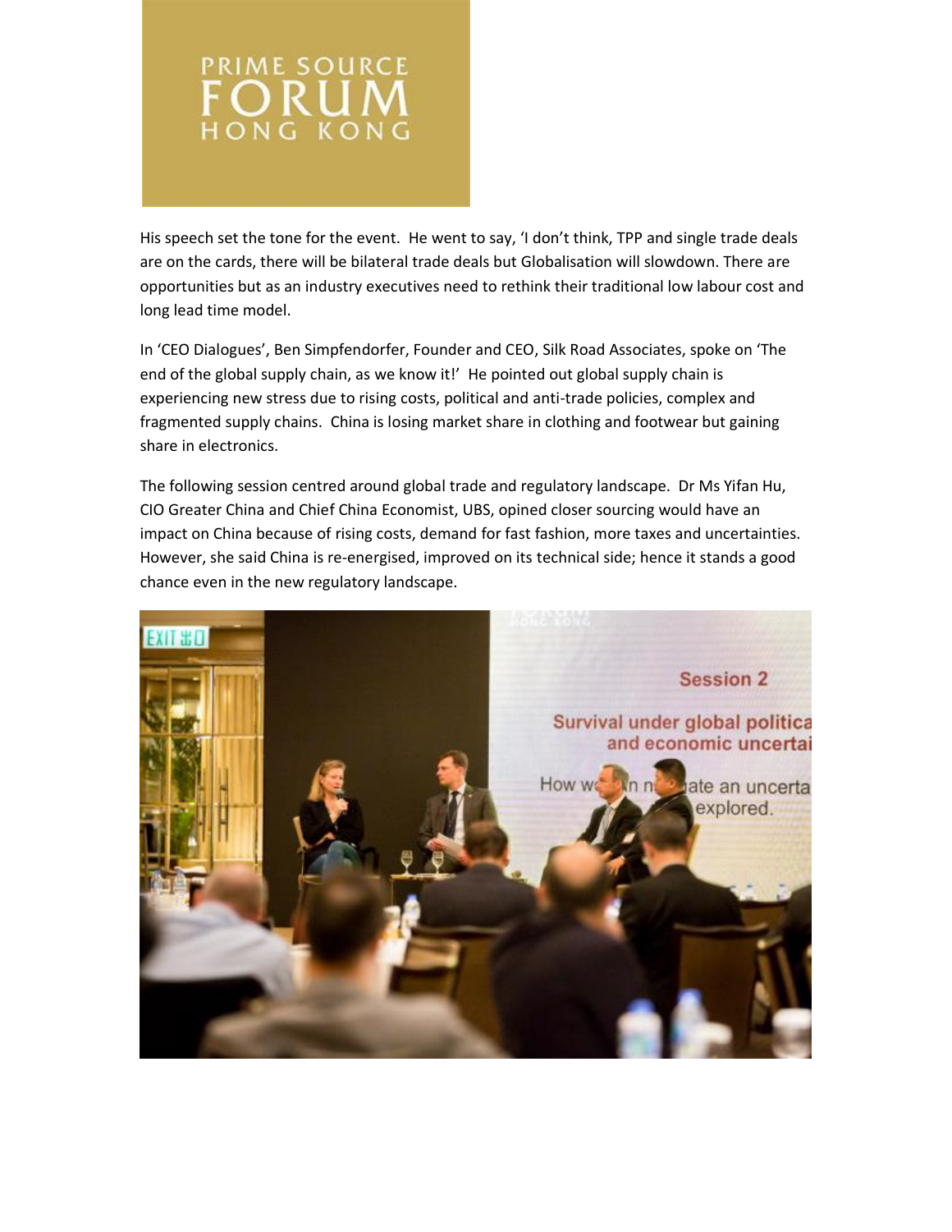His speech set the tone for the event. He went to say, 'I don't think, TPP and single trade deals are on the cards, there will be bilateral trade deals but Globalisation will slowdown. There are opportunities but as an industry executives need to rethink their traditional low labour cost and long lead time model.

In 'CEO Dialogues', Ben Simpfendorfer, Founder and CEO, Silk Road Associates, spoke on 'The end of the global supply chain, as we know it!' He pointed out global supply chain is experiencing new stress due to rising costs, political and anti-trade policies, complex and fragmented supply chains. China is losing market share in clothing and footwear but gaining share in electronics.

The following session centred around global trade and regulatory landscape. Dr Ms Yifan Hu, CIO Greater China and Chief China Economist, UBS, opined closer sourcing would have an impact on China because of rising costs, demand for fast fashion, more taxes and uncertainties. However, she said China is re-energised, improved on its technical side; hence it stands a good chance even in the new regulatory landscape.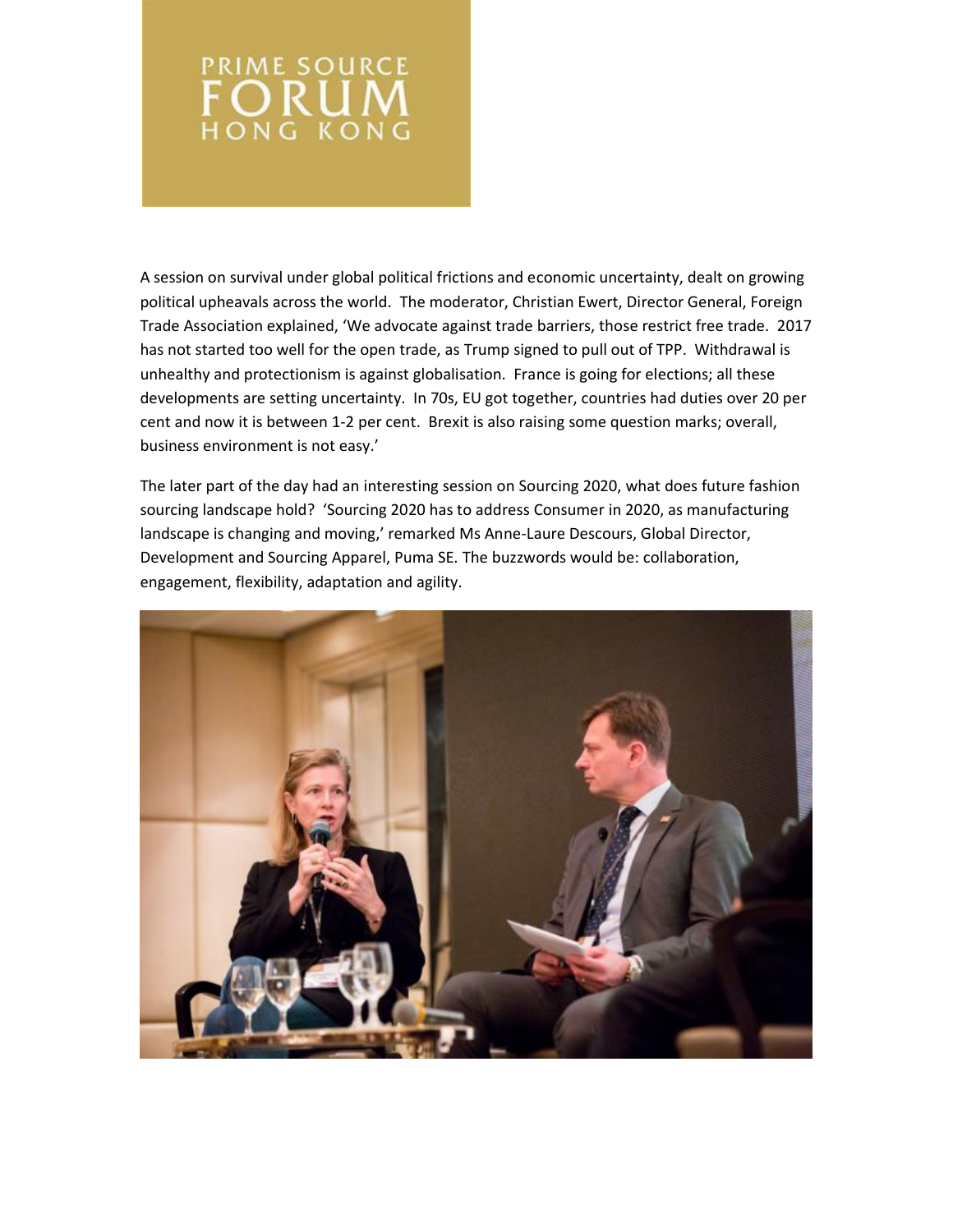PRIME SOURCE
FORUM
HONG KONG

A session on survival under global political frictions and economic uncertainty, dealt on growing political upheavals across the world. The moderator, Christian Ewert, Director General, Foreign Trade Association explained, 'We advocate against trade barriers, those restrict free trade. 2017 has not started too well for the open trade, as Trump signed to pull out of TPP. Withdrawal is unhealthy and protectionism is against globalisation. France is going for elections; all these developments are setting uncertainty. In 70s, EU got together, countries had duties over 20 per cent and now it is between 1-2 per cent. Brexit is also raising some question marks; overall, business environment is not easy.'

The later part of the day had an interesting session on Sourcing 2020, what does future fashion sourcing landscape hold? 'Sourcing 2020 has to address Consumer in 2020, as manufacturing landscape is changing and moving,' remarked Ms Anne-Laure Descours, Global Director, Development and Sourcing Apparel, Puma SE. The buzzwords would be: collaboration, engagement, flexibility, adaptation and agility.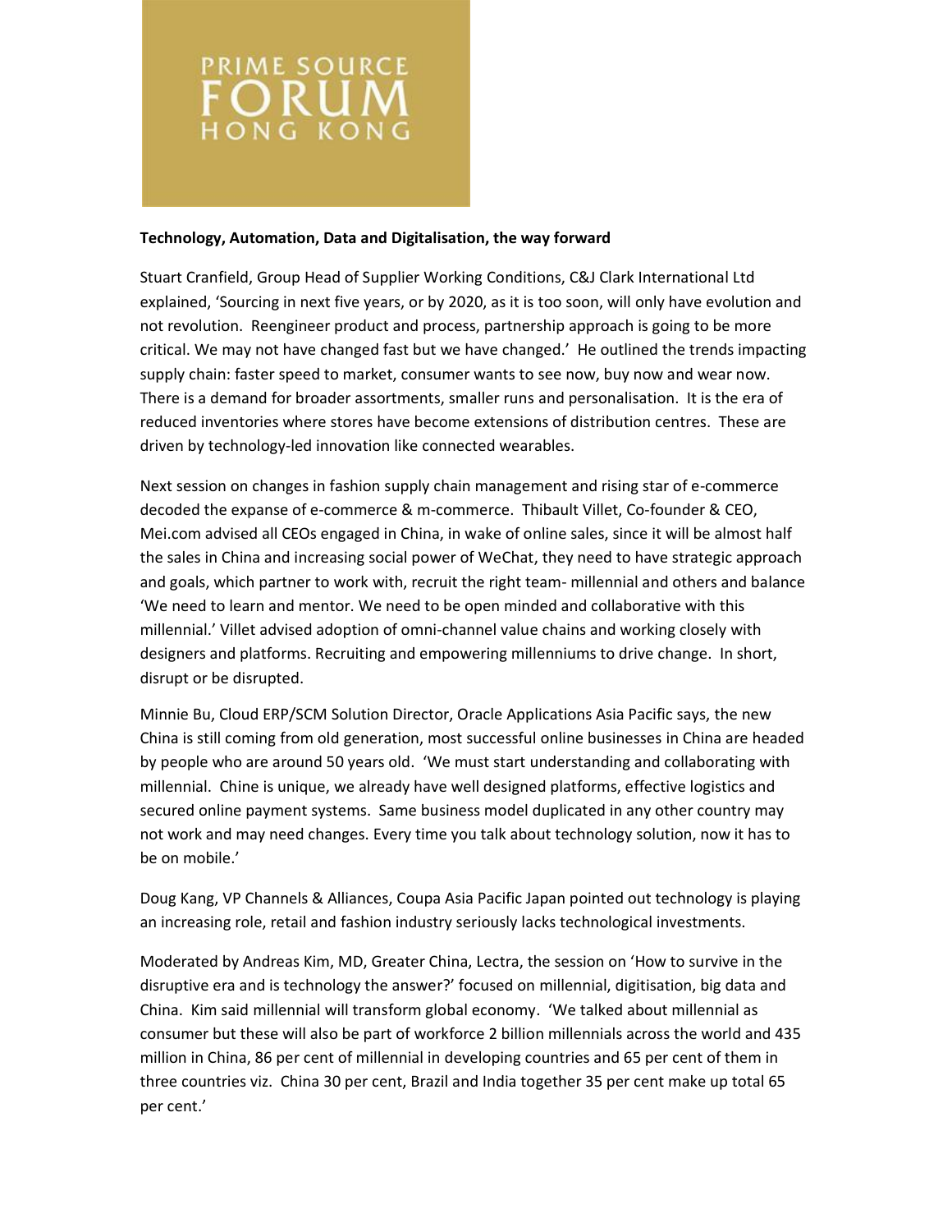**Technology, Automation, Data and Digitalisation, the way forward**

Stuart Cranfield, Group Head of Supplier Working Conditions, C&J Clark International Ltd explained, 'Sourcing in next five years, or by 2020, as it is too soon, will only have evolution and not revolution. Reengineer product and process, partnership approach is going to be more critical. We may not have changed fast but we have changed.' He outlined the trends impacting supply chain: faster speed to market, consumer wants to see now, buy now and wear now. There is a demand for broader assortments, smaller runs and personalisation. It is the era of reduced inventories where stores have become extensions of distribution centres. These are driven by technology-led innovation like connected wearables.

Next session on changes in fashion supply chain management and rising star of e-commerce decoded the expanse of e-commerce & m-commerce. Thibault Villet, Co-founder & CEO, Mei.com advised all CEOs engaged in China, in wake of online sales, since it will be almost half the sales in China and increasing social power of WeChat, they need to have strategic approach and goals, which partner to work with, recruit the right team- millennial and others and balance 'We need to learn and mentor. We need to be open minded and collaborative with this millennial.' Villet advised adoption of omni-channel value chains and working closely with designers and platforms. Recruiting and empowering millenniums to drive change. In short, disrupt or be disrupted.

Minnie Bu, Cloud ERP/SCM Solution Director, Oracle Applications Asia Pacific says, the new China is still coming from old generation, most successful online businesses in China are headed by people who are around 50 years old. 'We must start understanding and collaborating with millennial. Chine is unique, we already have well designed platforms, effective logistics and secured online payment systems. Same business model duplicated in any other country may not work and may need changes. Every time you talk about technology solution, now it has to be on mobile.'

Doug Kang, VP Channels & Alliances, Coupa Asia Pacific Japan pointed out technology is playing an increasing role, retail and fashion industry seriously lacks technological investments.

Moderated by Andreas Kim, MD, Greater China, Lectra, the session on 'How to survive in the disruptive era and is technology the answer?' focused on millennial, digitisation, big data and China. Kim said millennial will transform global economy. 'We talked about millennial as consumer but these will also be part of workforce 2 billion millennials across the world and 435 million in China, 86 per cent of millennial in developing countries and 65 per cent of them in three countries viz. China 30 per cent, Brazil and India together 35 per cent make up total 65 per cent.'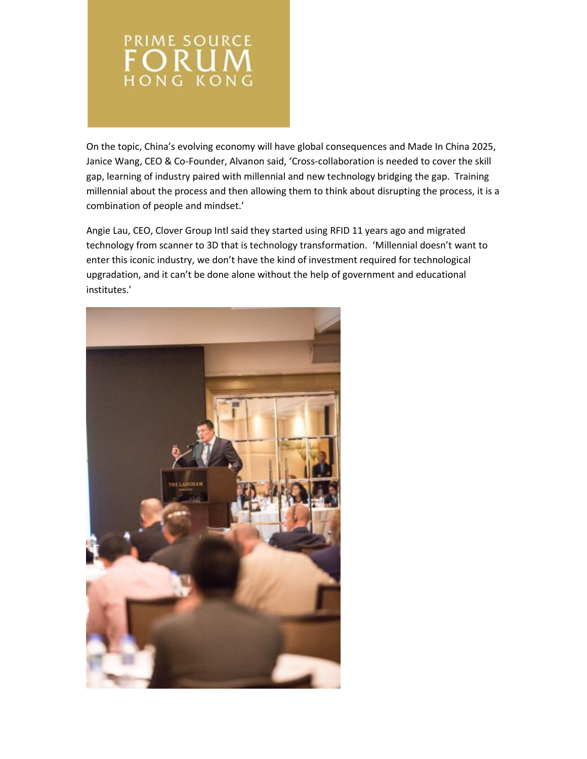On the topic, China's evolving economy will have global consequences and Made In China 2025, Janice Wang, CEO & Co-Founder, Alvanon said, 'Cross-collaboration is needed to cover the skill gap, learning of industry paired with millennial and new technology bridging the gap. Training millennial about the process and then allowing them to think about disrupting the process, it is a combination of people and mindset.'

Angie Lau, CEO, Clover Group Intl said they started using RFID 11 years ago and migrated technology from scanner to 3D that is technology transformation. 'Millennial doesn't want to enter this iconic industry, we don't have the kind of investment required for technological upgradation, and it can't be done alone without the help of government and educational institutes.'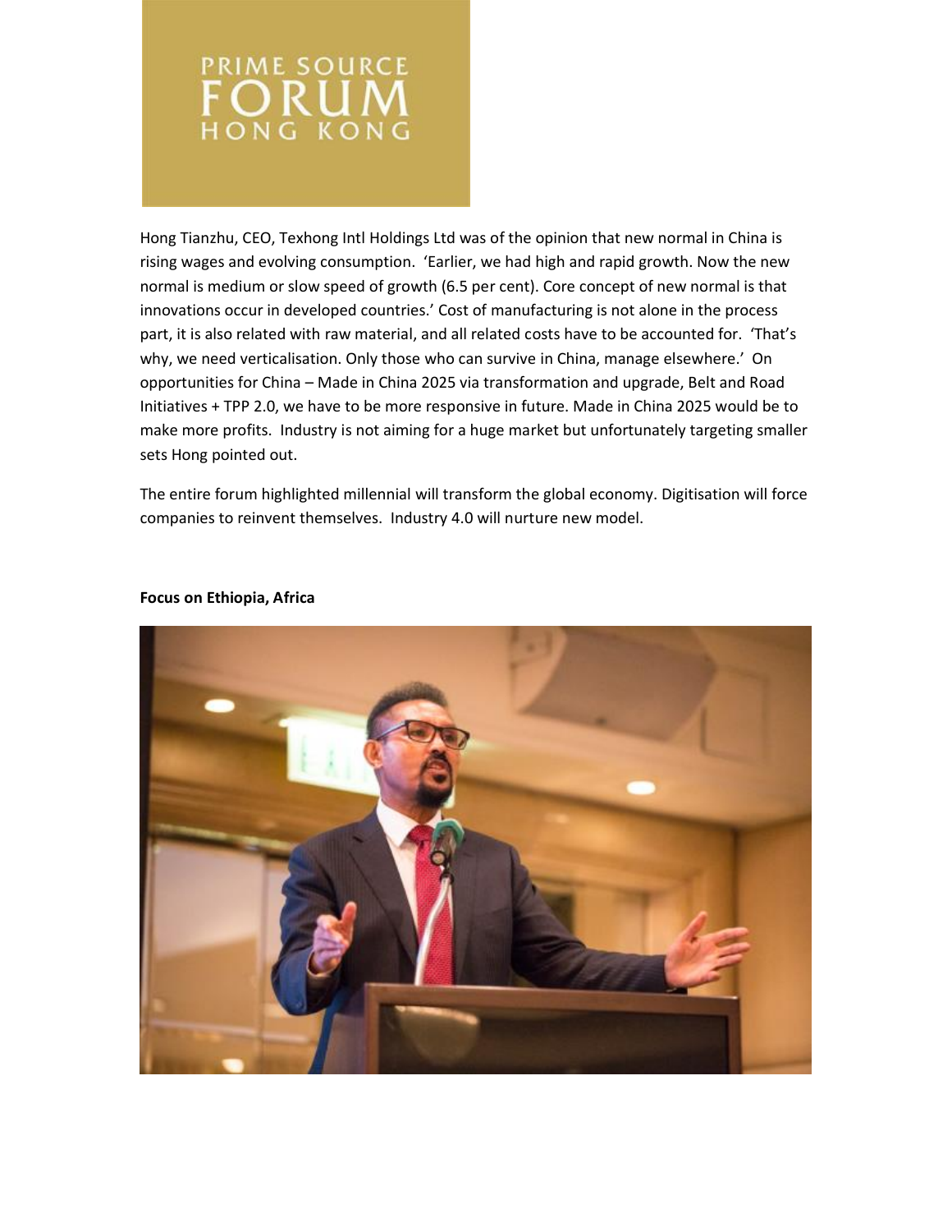Hong Tianzhu, CEO, Texhong Intl Holdings Ltd was of the opinion that new normal in China is rising wages and evolving consumption. 'Earlier, we had high and rapid growth. Now the new normal is medium or slow speed of growth (6.5 per cent). Core concept of new normal is that innovations occur in developed countries.' Cost of manufacturing is not alone in the process part, it is also related with raw material, and all related costs have to be accounted for. 'That's why, we need verticalisation. Only those who can survive in China, manage elsewhere.' On opportunities for China – Made in China 2025 via transformation and upgrade, Belt and Road Initiatives + TPP 2.0, we have to be more responsive in future. Made in China 2025 would be to make more profits. Industry is not aiming for a huge market but unfortunately targeting smaller sets Hong pointed out.

The entire forum highlighted millennial will transform the global economy. Digitisation will force companies to reinvent themselves. Industry 4.0 will nurture new model.

**Focus on Ethiopia, Africa**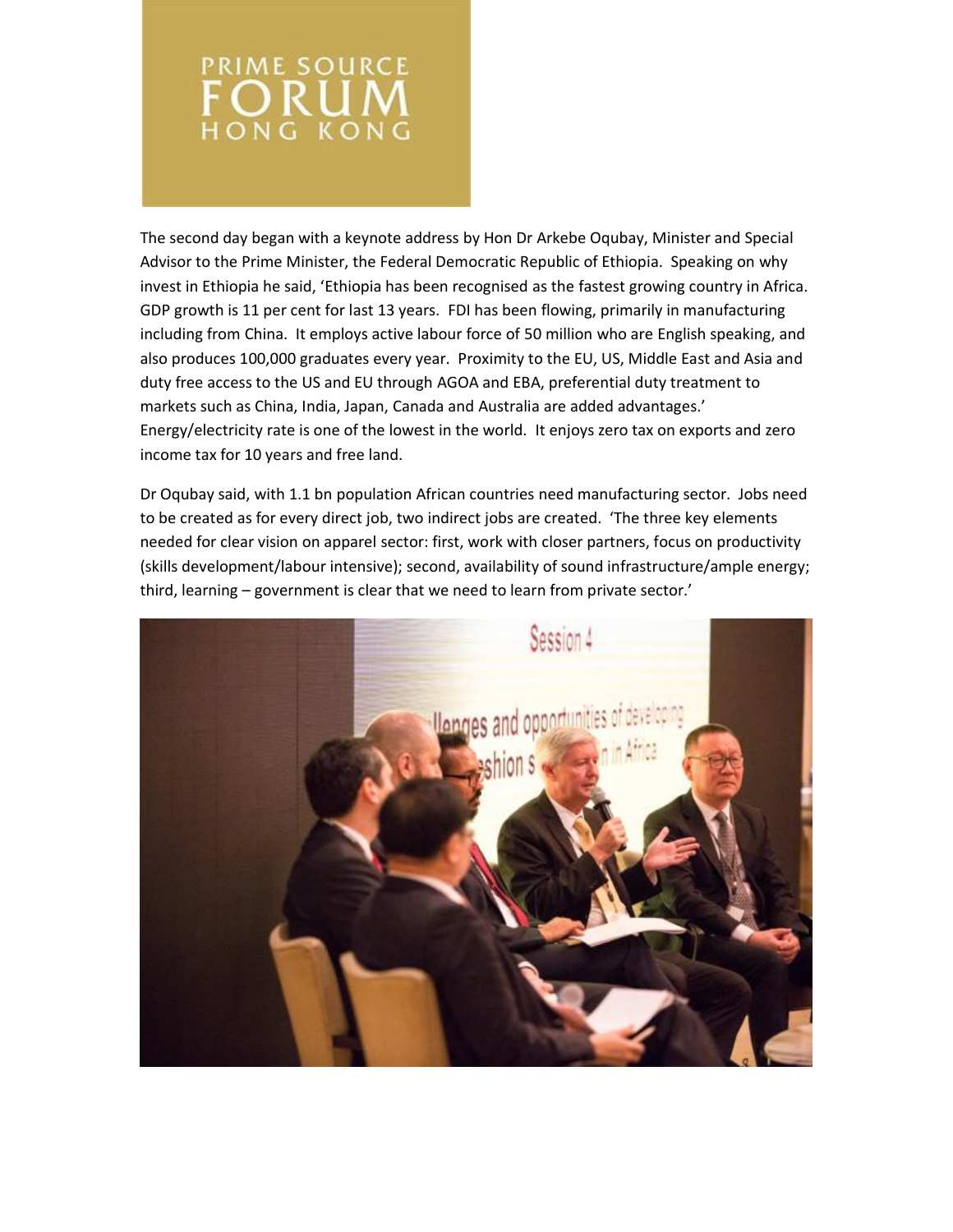The second day began with a keynote address by Hon Dr Arkebe Oqubay, Minister and Special Advisor to the Prime Minister, the Federal Democratic Republic of Ethiopia. Speaking on why invest in Ethiopia he said, 'Ethiopia has been recognised as the fastest growing country in Africa. GDP growth is 11 per cent for last 13 years. FDI has been flowing, primarily in manufacturing including from China. It employs active labour force of 50 million who are English speaking, and also produces 100,000 graduates every year. Proximity to the EU, US, Middle East and Asia and duty free access to the US and EU through AGOA and EBA, preferential duty treatment to markets such as China, India, Japan, Canada and Australia are added advantages.' Energy/electricity rate is one of the lowest in the world. It enjoys zero tax on exports and zero income tax for 10 years and free land.

Dr Oqubay said, with 1.1 bn population African countries need manufacturing sector. Jobs need to be created as for every direct job, two indirect jobs are created. 'The three key elements needed for clear vision on apparel sector: first, work with closer partners, focus on productivity (skills development/labour intensive); second, availability of sound infrastructure/ample energy; third, learning – government is clear that we need to learn from private sector.'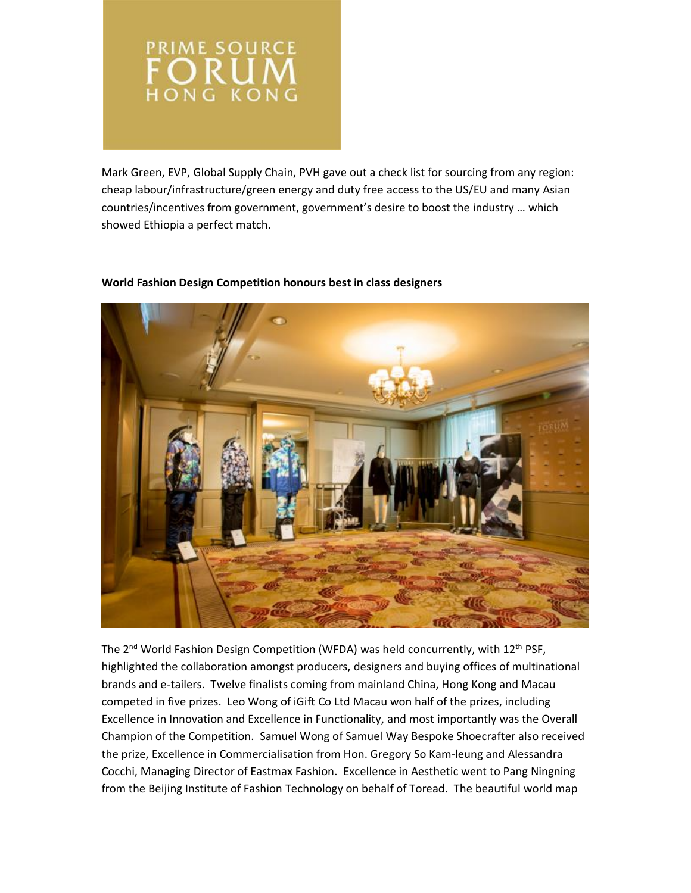Mark Green, EVP, Global Supply Chain, PVH gave out a check list for sourcing from any region: cheap labour/infrastructure/green energy and duty free access to the US/EU and many Asian countries/incentives from government, government's desire to boost the industry … which showed Ethiopia a perfect match.

**World Fashion Design Competition honours best in class designers**

The 2nd World Fashion Design Competition (WFDA) was held concurrently, with 12th PSF, highlighted the collaboration amongst producers, designers and buying offices of multinational brands and e-tailers. Twelve finalists coming from mainland China, Hong Kong and Macau competed in five prizes. Leo Wong of iGift Co Ltd Macau won half of the prizes, including Excellence in Innovation and Excellence in Functionality, and most importantly was the Overall Champion of the Competition. Samuel Wong of Samuel Way Bespoke Shoecrafter also received the prize, Excellence in Commercialisation from Hon. Gregory So Kam-leung and Alessandra Cocchi, Managing Director of Eastmax Fashion. Excellence in Aesthetic went to Pang Ningning from the Beijing Institute of Fashion Technology on behalf of Toread. The beautiful world map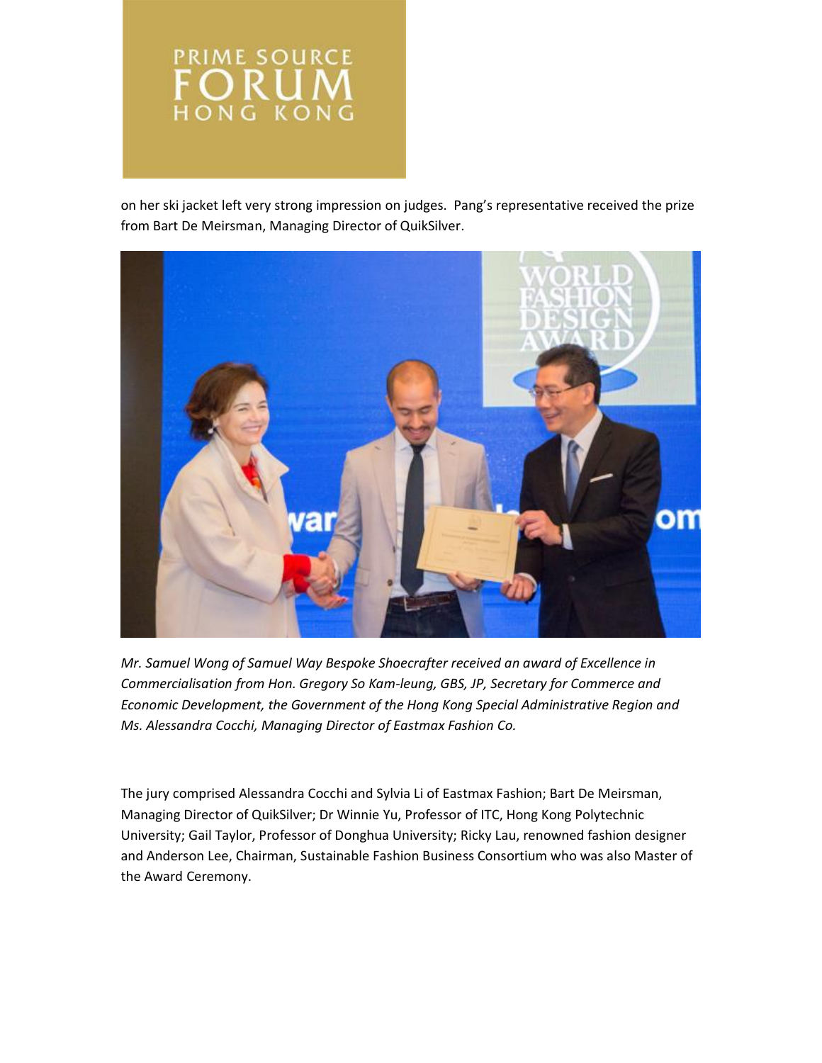on her ski jacket left very strong impression on judges. Pang's representative received the prize from Bart De Meirsman, Managing Director of QuikSilver.

*Mr. Samuel Wong of Samuel Way Bespoke Shoecrafter received an award of Excellence in Commercialisation from Hon. Gregory So Kam-leung, GBS, JP, Secretary for Commerce and Economic Development, the Government of the Hong Kong Special Administrative Region and Ms. Alessandra Cocchi, Managing Director of Eastmax Fashion Co.*

The jury comprised Alessandra Cocchi and Sylvia Li of Eastmax Fashion; Bart De Meirsman, Managing Director of QuikSilver; Dr Winnie Yu, Professor of ITC, Hong Kong Polytechnic University; Gail Taylor, Professor of Donghua University; Ricky Lau, renowned fashion designer and Anderson Lee, Chairman, Sustainable Fashion Business Consortium who was also Master of the Award Ceremony.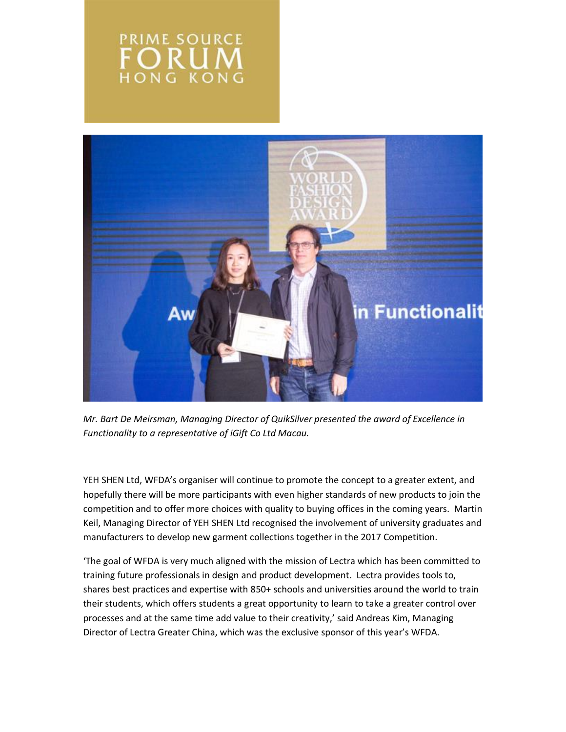*Mr. Bart De Meirsman, Managing Director of QuikSilver presented the award of Excellence in Functionality to a representative of iGift Co Ltd Macau.*

YEH SHEN Ltd, WFDA's organiser will continue to promote the concept to a greater extent, and hopefully there will be more participants with even higher standards of new products to join the competition and to offer more choices with quality to buying offices in the coming years. Martin Keil, Managing Director of YEH SHEN Ltd recognised the involvement of university graduates and manufacturers to develop new garment collections together in the 2017 Competition.

'The goal of WFDA is very much aligned with the mission of Lectra which has been committed to training future professionals in design and product development. Lectra provides tools to, shares best practices and expertise with 850+ schools and universities around the world to train their students, which offers students a great opportunity to learn to take a greater control over processes and at the same time add value to their creativity,' said Andreas Kim, Managing Director of Lectra Greater China, which was the exclusive sponsor of this year's WFDA.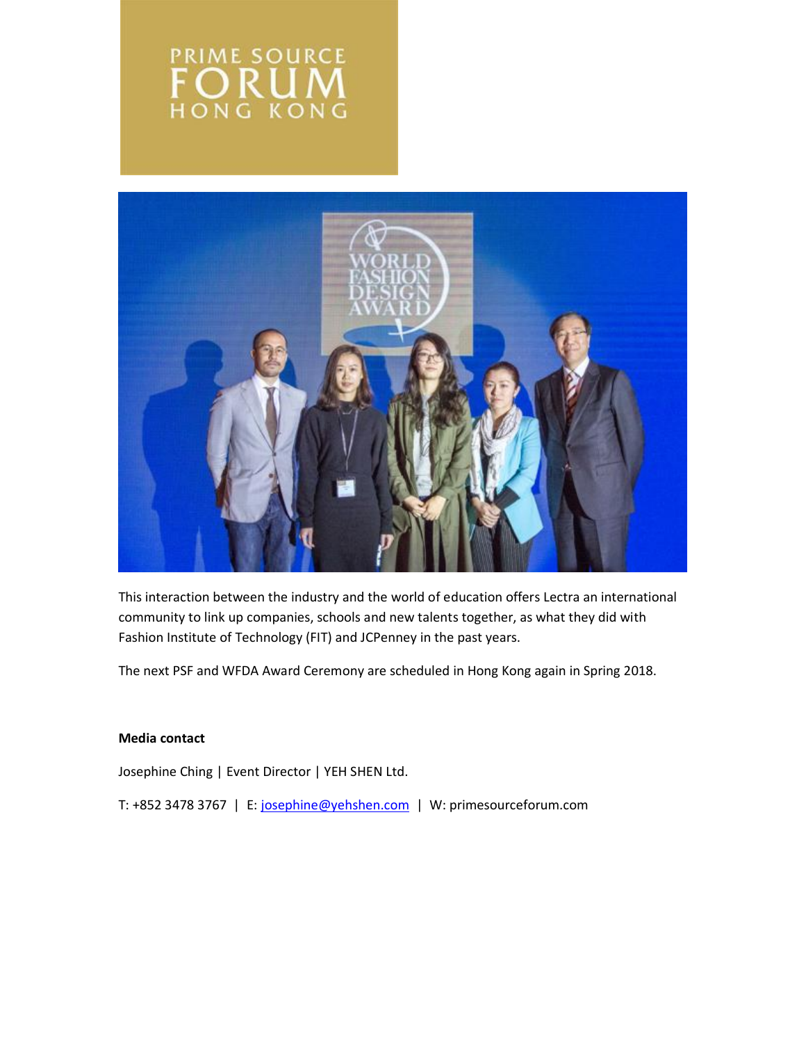This interaction between the industry and the world of education offers Lectra an international community to link up companies, schools and new talents together, as what they did with Fashion Institute of Technology (FIT) and JCPenney in the past years.

The next PSF and WFDA Award Ceremony are scheduled in Hong Kong again in Spring 2018.

**Media contact**

Josephine Ching | Event Director | YEH SHEN Ltd.

T: +852 3478 3767 | E: josephine@yehshen.com | W: primesourceforum.com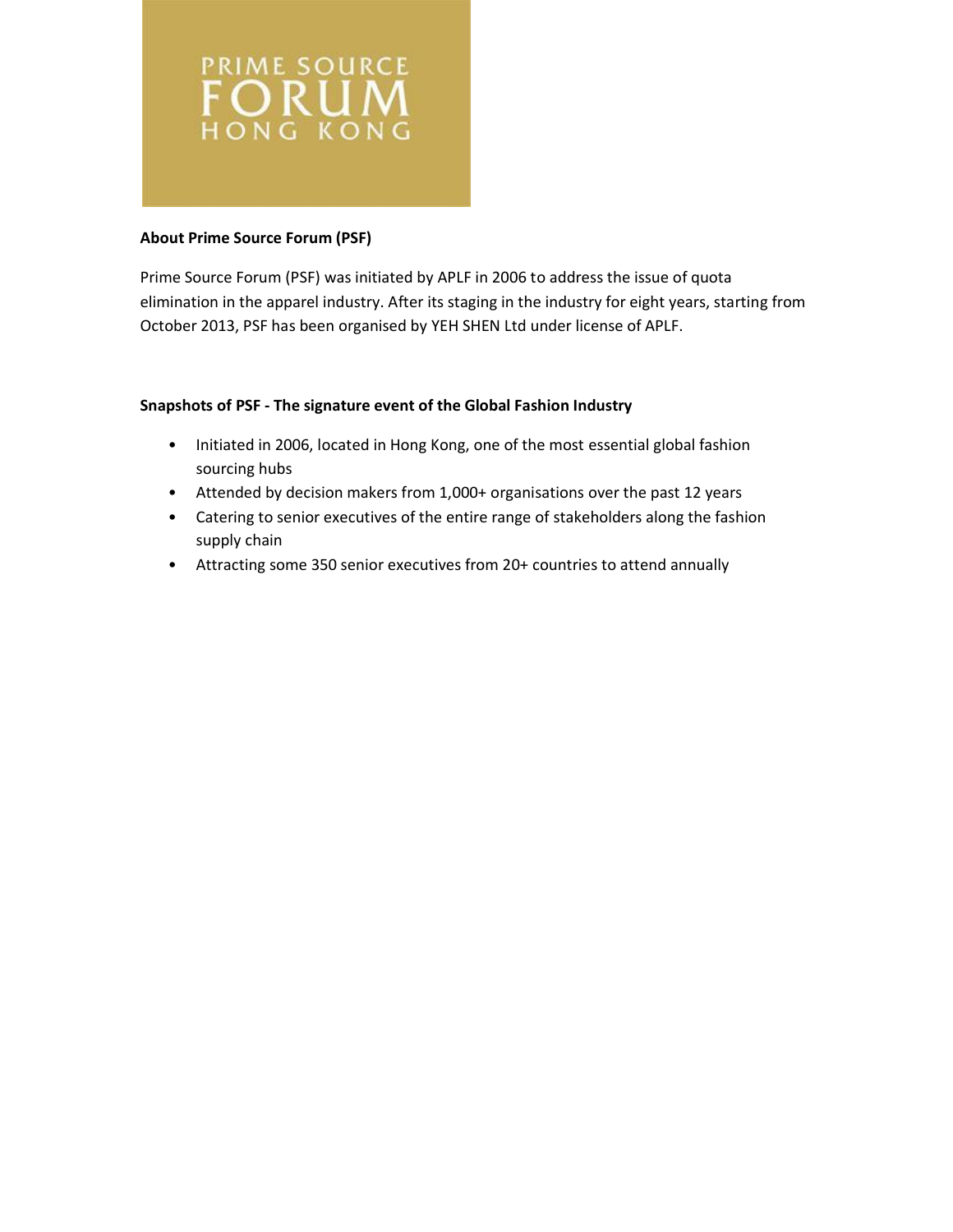PRIME SOURCE
FORUM
HONG KONG

**About Prime Source Forum (PSF)**

Prime Source Forum (PSF) was initiated by APLF in 2006 to address the issue of quota elimination in the apparel industry. After its staging in the industry for eight years, starting from October 2013, PSF has been organised by YEH SHEN Ltd under license of APLF.

**Snapshots of PSF - The signature event of the Global Fashion Industry**

- Initiated in 2006, located in Hong Kong, one of the most essential global fashion sourcing hubs
- Attended by decision makers from 1,000+ organisations over the past 12 years
- Catering to senior executives of the entire range of stakeholders along the fashion supply chain
- Attracting some 350 senior executives from 20+ countries to attend annually